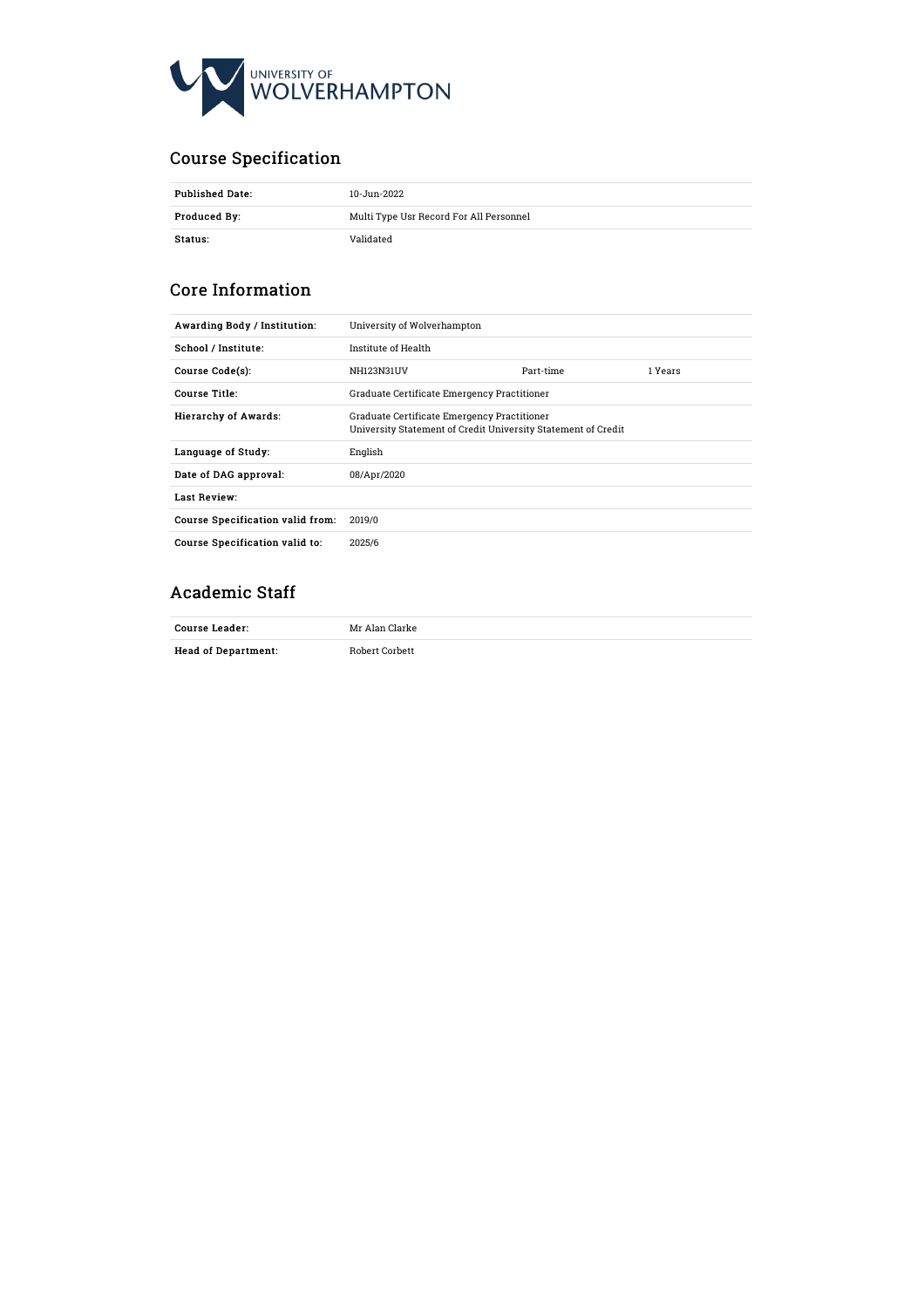UNIVERSITY OF WOLVERHAMPTON

## Course Specification

| | |
|---|---|
| **Published Date:** | 10-Jun-2022 |
| **Produced By:** | Multi Type Usr Record For All Personnel |
| **Status:** | Validated |

## Core Information

| | | | |
|---|---|---|---|
| **Awarding Body / Institution:** | University of Wolverhampton | | |
| **School / Institute:** | Institute of Health | | |
| **Course Code(s):** | NH123N31UV | Part-time | 1 Years |
| **Course Title:** | Graduate Certificate Emergency Practitioner | | |
| **Hierarchy of Awards:** | Graduate Certificate Emergency Practitioner<br>University Statement of Credit University Statement of Credit | | |
| **Language of Study:** | English | | |
| **Date of DAG approval:** | 08/Apr/2020 | | |
| **Last Review:** | | | |
| **Course Specification valid from:** | 2019/0 | | |
| **Course Specification valid to:** | 2025/6 | | |

## Academic Staff

| | |
|---|---|
| **Course Leader:** | Mr Alan Clarke |
| **Head of Department:** | Robert Corbett |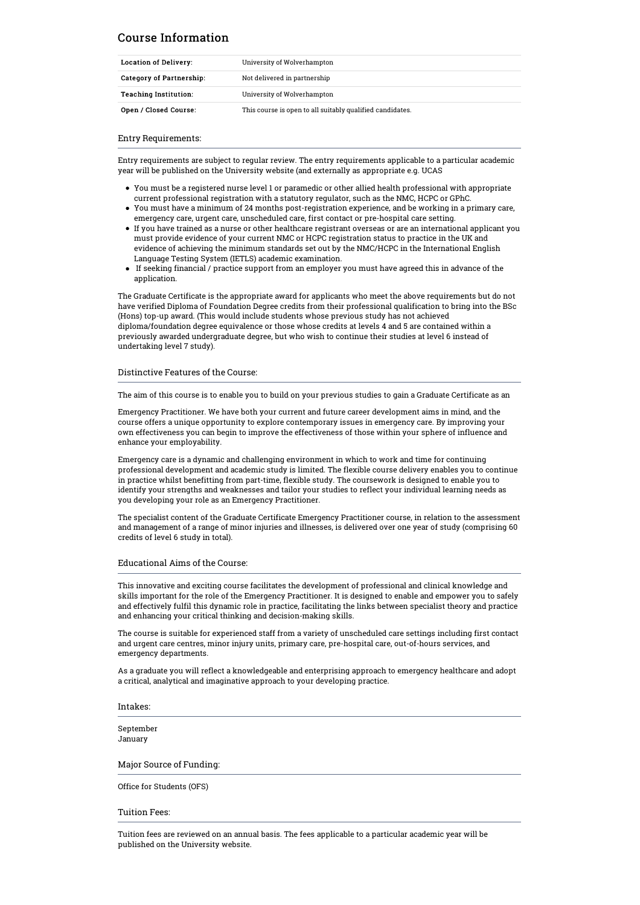## Course Information

| | |
|---|---|
| **Location of Delivery:** | University of Wolverhampton |
| **Category of Partnership:** | Not delivered in partnership |
| **Teaching Institution:** | University of Wolverhampton |
| **Open / Closed Course:** | This course is open to all suitably qualified candidates. |

### Entry Requirements:

Entry requirements are subject to regular review. The entry requirements applicable to a particular academic year will be published on the University website (and externally as appropriate e.g. UCAS

- You must be a registered nurse level 1 or paramedic or other allied health professional with appropriate current professional registration with a statutory regulator, such as the NMC, HCPC or GPhC.
- You must have a minimum of 24 months post-registration experience, and be working in a primary care, emergency care, urgent care, unscheduled care, first contact or pre-hospital care setting.
- If you have trained as a nurse or other healthcare registrant overseas or are an international applicant you must provide evidence of your current NMC or HCPC registration status to practice in the UK and evidence of achieving the minimum standards set out by the NMC/HCPC in the International English Language Testing System (IETLS) academic examination.
- If seeking financial / practice support from an employer you must have agreed this in advance of the application.

The Graduate Certificate is the appropriate award for applicants who meet the above requirements but do not have verified Diploma of Foundation Degree credits from their professional qualification to bring into the BSc (Hons) top-up award. (This would include students whose previous study has not achieved diploma/foundation degree equivalence or those whose credits at levels 4 and 5 are contained within a previously awarded undergraduate degree, but who wish to continue their studies at level 6 instead of undertaking level 7 study).

### Distinctive Features of the Course:

The aim of this course is to enable you to build on your previous studies to gain a Graduate Certificate as an

Emergency Practitioner. We have both your current and future career development aims in mind, and the course offers a unique opportunity to explore contemporary issues in emergency care. By improving your own effectiveness you can begin to improve the effectiveness of those within your sphere of influence and enhance your employability.

Emergency care is a dynamic and challenging environment in which to work and time for continuing professional development and academic study is limited. The flexible course delivery enables you to continue in practice whilst benefitting from part-time, flexible study. The coursework is designed to enable you to identify your strengths and weaknesses and tailor your studies to reflect your individual learning needs as you developing your role as an Emergency Practitioner.

The specialist content of the Graduate Certificate Emergency Practitioner course, in relation to the assessment and management of a range of minor injuries and illnesses, is delivered over one year of study (comprising 60 credits of level 6 study in total).

### Educational Aims of the Course:

This innovative and exciting course facilitates the development of professional and clinical knowledge and skills important for the role of the Emergency Practitioner. It is designed to enable and empower you to safely and effectively fulfil this dynamic role in practice, facilitating the links between specialist theory and practice and enhancing your critical thinking and decision-making skills.

The course is suitable for experienced staff from a variety of unscheduled care settings including first contact and urgent care centres, minor injury units, primary care, pre-hospital care, out-of-hours services, and emergency departments.

As a graduate you will reflect a knowledgeable and enterprising approach to emergency healthcare and adopt a critical, analytical and imaginative approach to your developing practice.

### Intakes:

September
January

### Major Source of Funding:

Office for Students (OFS)

### Tuition Fees:

Tuition fees are reviewed on an annual basis. The fees applicable to a particular academic year will be published on the University website.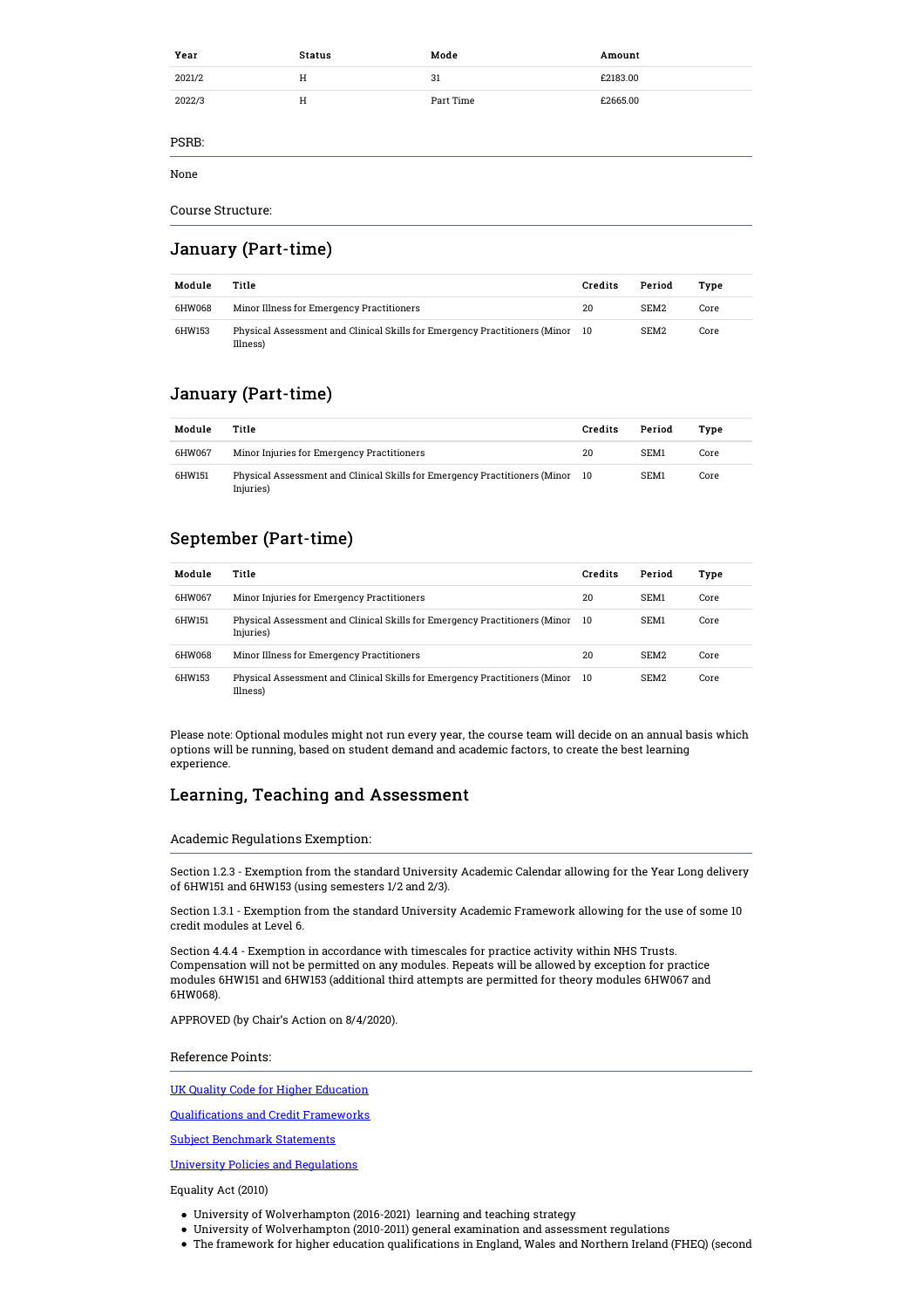| Year | Status | Mode | Amount |
| --- | --- | --- | --- |
| 2021/2 | H | 31 | £2183.00 |
| 2022/3 | H | Part Time | £2665.00 |

PSRB:

None

Course Structure:

## January (Part-time)

| Module | Title | Credits | Period | Type |
| --- | --- | --- | --- | --- |
| 6HW068 | Minor Illness for Emergency Practitioners | 20 | SEM2 | Core |
| 6HW153 | Physical Assessment and Clinical Skills for Emergency Practitioners (Minor Illness) | 10 | SEM2 | Core |

## January (Part-time)

| Module | Title | Credits | Period | Type |
| --- | --- | --- | --- | --- |
| 6HW067 | Minor Injuries for Emergency Practitioners | 20 | SEM1 | Core |
| 6HW151 | Physical Assessment and Clinical Skills for Emergency Practitioners (Minor Injuries) | 10 | SEM1 | Core |

## September (Part-time)

| Module | Title | Credits | Period | Type |
| --- | --- | --- | --- | --- |
| 6HW067 | Minor Injuries for Emergency Practitioners | 20 | SEM1 | Core |
| 6HW151 | Physical Assessment and Clinical Skills for Emergency Practitioners (Minor Injuries) | 10 | SEM1 | Core |
| 6HW068 | Minor Illness for Emergency Practitioners | 20 | SEM2 | Core |
| 6HW153 | Physical Assessment and Clinical Skills for Emergency Practitioners (Minor Illness) | 10 | SEM2 | Core |

Please note: Optional modules might not run every year, the course team will decide on an annual basis which options will be running, based on student demand and academic factors, to create the best learning experience.

## Learning, Teaching and Assessment

Academic Regulations Exemption:

Section 1.2.3 - Exemption from the standard University Academic Calendar allowing for the Year Long delivery of 6HW151 and 6HW153 (using semesters 1/2 and 2/3).

Section 1.3.1 - Exemption from the standard University Academic Framework allowing for the use of some 10 credit modules at Level 6.

Section 4.4.4 - Exemption in accordance with timescales for practice activity within NHS Trusts. Compensation will not be permitted on any modules. Repeats will be allowed by exception for practice modules 6HW151 and 6HW153 (additional third attempts are permitted for theory modules 6HW067 and 6HW068).

APPROVED (by Chair's Action on 8/4/2020).

Reference Points:

UK Quality Code for Higher Education

Qualifications and Credit Frameworks

Subject Benchmark Statements

University Policies and Regulations

Equality Act (2010)

- University of Wolverhampton (2016-2021) learning and teaching strategy
- University of Wolverhampton (2010-2011) general examination and assessment regulations
- The framework for higher education qualifications in England, Wales and Northern Ireland (FHEQ) (second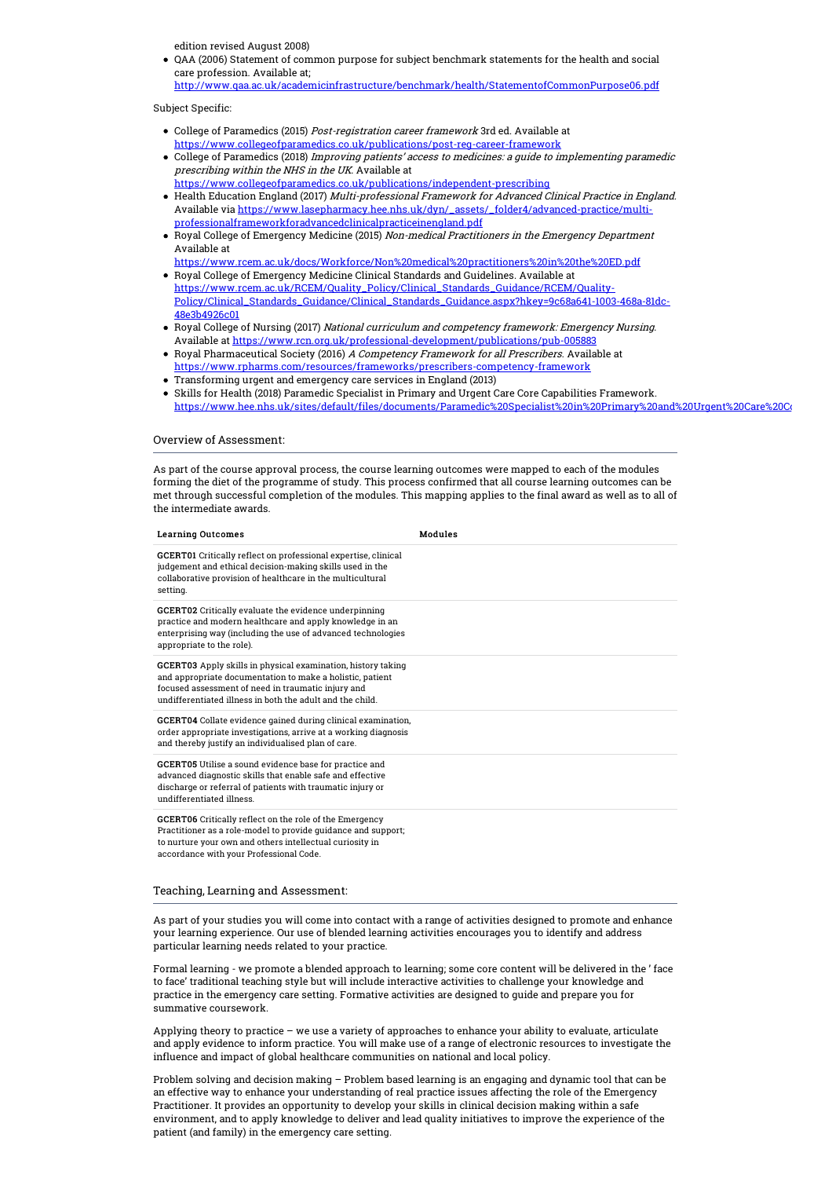edition revised August 2008)

- QAA (2006) Statement of common purpose for subject benchmark statements for the health and social care profession. Available at; http://www.qaa.ac.uk/academicinfrastructure/benchmark/health/StatementofCommonPurpose06.pdf

Subject Specific:

- College of Paramedics (2015) *Post-registration career framework* 3rd ed. Available at https://www.collegeofparamedics.co.uk/publications/post-reg-career-framework
- College of Paramedics (2018) *Improving patients' access to medicines: a guide to implementing paramedic prescribing within the NHS in the UK.* Available at https://www.collegeofparamedics.co.uk/publications/independent-prescribing
- Health Education England (2017) *Multi-professional Framework for Advanced Clinical Practice in England.* Available via https://www.lasepharmacy.hee.nhs.uk/dyn/_assets/_folder4/advanced-practice/multi-professionalframeworkforadvancedclinicalpracticeinengland.pdf
- Royal College of Emergency Medicine (2015) *Non-medical Practitioners in the Emergency Department* Available at https://www.rcem.ac.uk/docs/Workforce/Non%20medical%20practitioners%20in%20the%20ED.pdf
- Royal College of Emergency Medicine Clinical Standards and Guidelines. Available at https://www.rcem.ac.uk/RCEM/Quality_Policy/Clinical_Standards_Guidance/RCEM/Quality-Policy/Clinical_Standards_Guidance/Clinical_Standards_Guidance.aspx?hkey=9c68a641-1003-468a-81dc-48e3b4926c01
- Royal College of Nursing (2017) *National curriculum and competency framework: Emergency Nursing.* Available at https://www.rcn.org.uk/professional-development/publications/pub-005883
- Royal Pharmaceutical Society (2016) *A Competency Framework for all Prescribers.* Available at https://www.rpharms.com/resources/frameworks/prescribers-competency-framework
- Transforming urgent and emergency care services in England (2013)
- Skills for Health (2018) Paramedic Specialist in Primary and Urgent Care Core Capabilities Framework. https://www.hee.nhs.uk/sites/default/files/documents/Paramedic%20Specialist%20in%20Primary%20and%20Urgent%20Care%20Co

## Overview of Assessment:

As part of the course approval process, the course learning outcomes were mapped to each of the modules forming the diet of the programme of study. This process confirmed that all course learning outcomes can be met through successful completion of the modules. This mapping applies to the final award as well as to all of the intermediate awards.

| Learning Outcomes | Modules |
|---|---|
| **GCERT01** Critically reflect on professional expertise, clinical judgement and ethical decision-making skills used in the collaborative provision of healthcare in the multicultural setting. | |
| **GCERT02** Critically evaluate the evidence underpinning practice and modern healthcare and apply knowledge in an enterprising way (including the use of advanced technologies appropriate to the role). | |
| **GCERT03** Apply skills in physical examination, history taking and appropriate documentation to make a holistic, patient focused assessment of need in traumatic injury and undifferentiated illness in both the adult and the child. | |
| **GCERT04** Collate evidence gained during clinical examination, order appropriate investigations, arrive at a working diagnosis and thereby justify an individualised plan of care. | |
| **GCERT05** Utilise a sound evidence base for practice and advanced diagnostic skills that enable safe and effective discharge or referral of patients with traumatic injury or undifferentiated illness. | |
| **GCERT06** Critically reflect on the role of the Emergency Practitioner as a role-model to provide guidance and support; to nurture your own and others intellectual curiosity in accordance with your Professional Code. | |

## Teaching, Learning and Assessment:

As part of your studies you will come into contact with a range of activities designed to promote and enhance your learning experience. Our use of blended learning activities encourages you to identify and address particular learning needs related to your practice.

Formal learning - we promote a blended approach to learning; some core content will be delivered in the ' face to face' traditional teaching style but will include interactive activities to challenge your knowledge and practice in the emergency care setting. Formative activities are designed to guide and prepare you for summative coursework.

Applying theory to practice – we use a variety of approaches to enhance your ability to evaluate, articulate and apply evidence to inform practice. You will make use of a range of electronic resources to investigate the influence and impact of global healthcare communities on national and local policy.

Problem solving and decision making – Problem based learning is an engaging and dynamic tool that can be an effective way to enhance your understanding of real practice issues affecting the role of the Emergency Practitioner. It provides an opportunity to develop your skills in clinical decision making within a safe environment, and to apply knowledge to deliver and lead quality initiatives to improve the experience of the patient (and family) in the emergency care setting.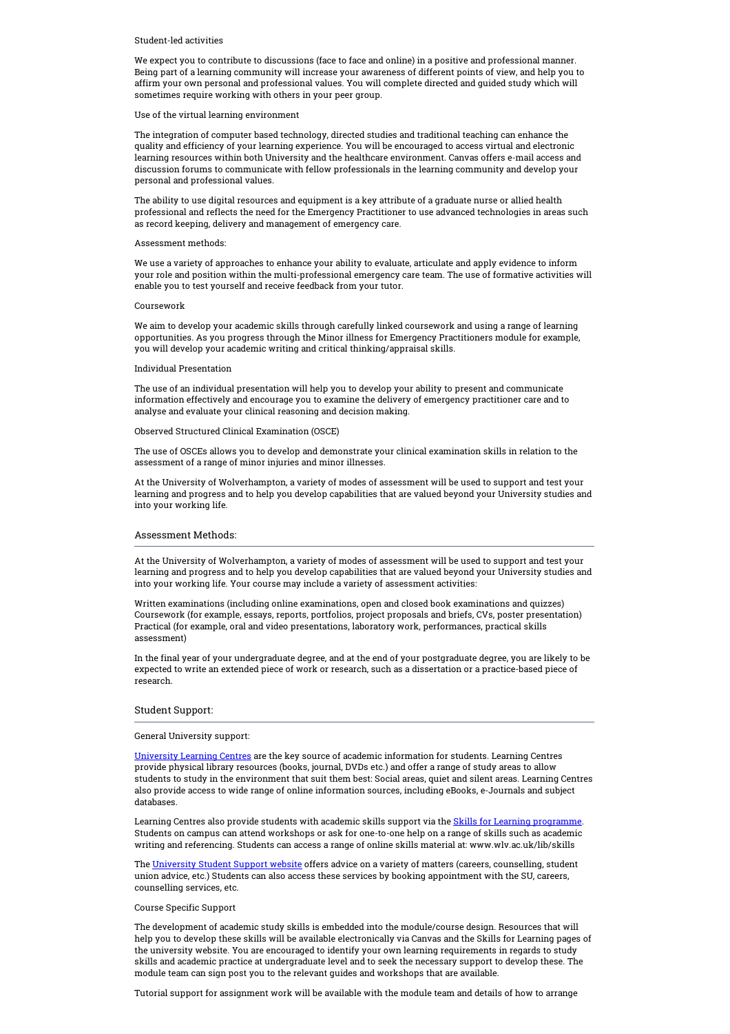Student-led activities

We expect you to contribute to discussions (face to face and online) in a positive and professional manner. Being part of a learning community will increase your awareness of different points of view, and help you to affirm your own personal and professional values. You will complete directed and guided study which will sometimes require working with others in your peer group.

Use of the virtual learning environment

The integration of computer based technology, directed studies and traditional teaching can enhance the quality and efficiency of your learning experience. You will be encouraged to access virtual and electronic learning resources within both University and the healthcare environment. Canvas offers e-mail access and discussion forums to communicate with fellow professionals in the learning community and develop your personal and professional values.

The ability to use digital resources and equipment is a key attribute of a graduate nurse or allied health professional and reflects the need for the Emergency Practitioner to use advanced technologies in areas such as record keeping, delivery and management of emergency care.

Assessment methods:

We use a variety of approaches to enhance your ability to evaluate, articulate and apply evidence to inform your role and position within the multi-professional emergency care team. The use of formative activities will enable you to test yourself and receive feedback from your tutor.

Coursework

We aim to develop your academic skills through carefully linked coursework and using a range of learning opportunities. As you progress through the Minor illness for Emergency Practitioners module for example, you will develop your academic writing and critical thinking/appraisal skills.

Individual Presentation

The use of an individual presentation will help you to develop your ability to present and communicate information effectively and encourage you to examine the delivery of emergency practitioner care and to analyse and evaluate your clinical reasoning and decision making.

Observed Structured Clinical Examination (OSCE)

The use of OSCEs allows you to develop and demonstrate your clinical examination skills in relation to the assessment of a range of minor injuries and minor illnesses.

At the University of Wolverhampton, a variety of modes of assessment will be used to support and test your learning and progress and to help you develop capabilities that are valued beyond your University studies and into your working life.

## Assessment Methods:

At the University of Wolverhampton, a variety of modes of assessment will be used to support and test your learning and progress and to help you develop capabilities that are valued beyond your University studies and into your working life. Your course may include a variety of assessment activities:

Written examinations (including online examinations, open and closed book examinations and quizzes)
Coursework (for example, essays, reports, portfolios, project proposals and briefs, CVs, poster presentation)
Practical (for example, oral and video presentations, laboratory work, performances, practical skills assessment)

In the final year of your undergraduate degree, and at the end of your postgraduate degree, you are likely to be expected to write an extended piece of work or research, such as a dissertation or a practice-based piece of research.

## Student Support:

General University support:

University Learning Centres are the key source of academic information for students. Learning Centres provide physical library resources (books, journal, DVDs etc.) and offer a range of study areas to allow students to study in the environment that suit them best: Social areas, quiet and silent areas. Learning Centres also provide access to wide range of online information sources, including eBooks, e-Journals and subject databases.

Learning Centres also provide students with academic skills support via the Skills for Learning programme. Students on campus can attend workshops or ask for one-to-one help on a range of skills such as academic writing and referencing. Students can access a range of online skills material at: www.wlv.ac.uk/lib/skills

The University Student Support website offers advice on a variety of matters (careers, counselling, student union advice, etc.) Students can also access these services by booking appointment with the SU, careers, counselling services, etc.

Course Specific Support

The development of academic study skills is embedded into the module/course design. Resources that will help you to develop these skills will be available electronically via Canvas and the Skills for Learning pages of the university website. You are encouraged to identify your own learning requirements in regards to study skills and academic practice at undergraduate level and to seek the necessary support to develop these. The module team can sign post you to the relevant guides and workshops that are available.

Tutorial support for assignment work will be available with the module team and details of how to arrange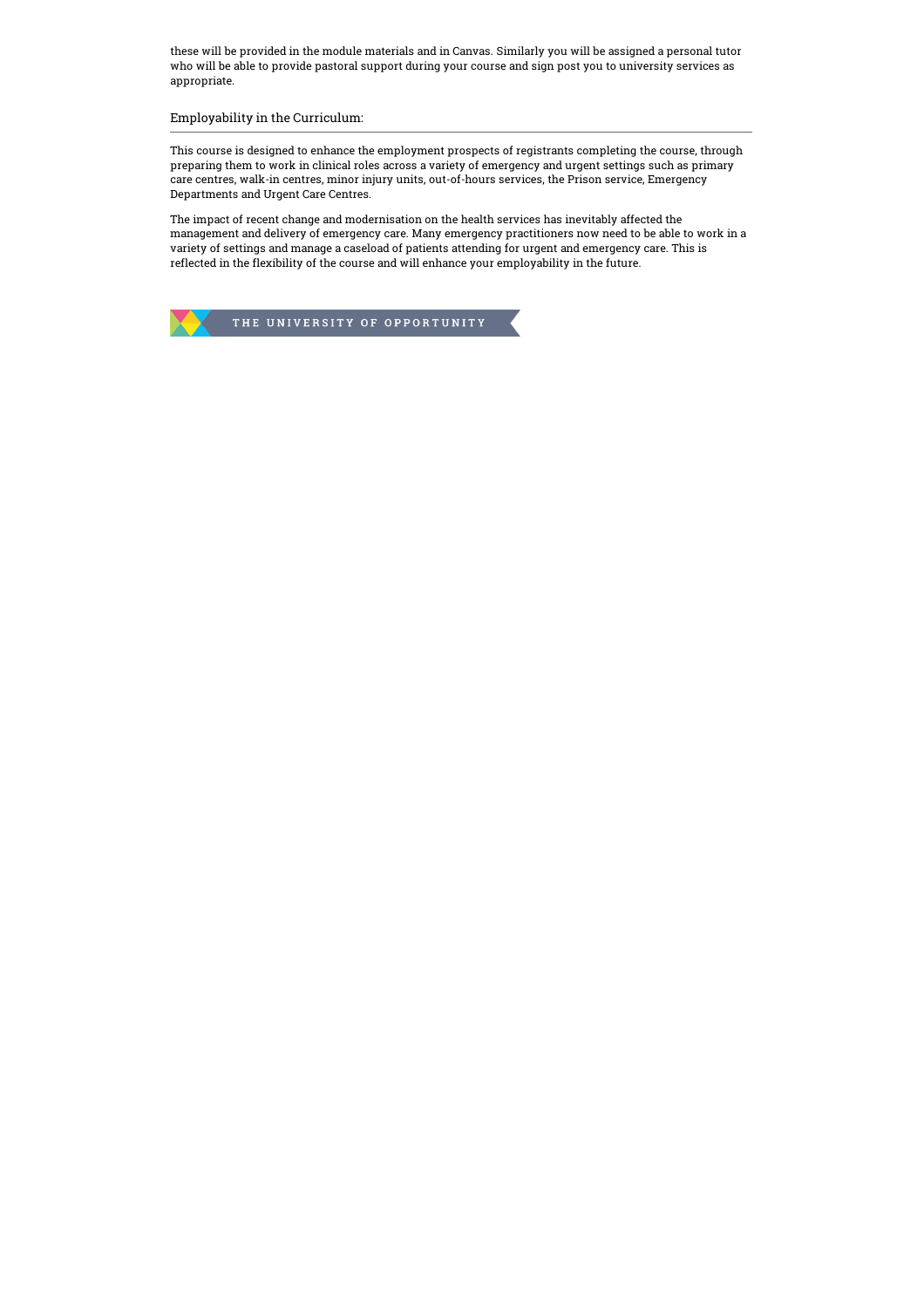these will be provided in the module materials and in Canvas. Similarly you will be assigned a personal tutor who will be able to provide pastoral support during your course and sign post you to university services as appropriate.

## Employability in the Curriculum:

This course is designed to enhance the employment prospects of registrants completing the course, through preparing them to work in clinical roles across a variety of emergency and urgent settings such as primary care centres, walk-in centres, minor injury units, out-of-hours services, the Prison service, Emergency Departments and Urgent Care Centres.

The impact of recent change and modernisation on the health services has inevitably affected the management and delivery of emergency care. Many emergency practitioners now need to be able to work in a variety of settings and manage a caseload of patients attending for urgent and emergency care. This is reflected in the flexibility of the course and will enhance your employability in the future.

THE UNIVERSITY OF OPPORTUNITY